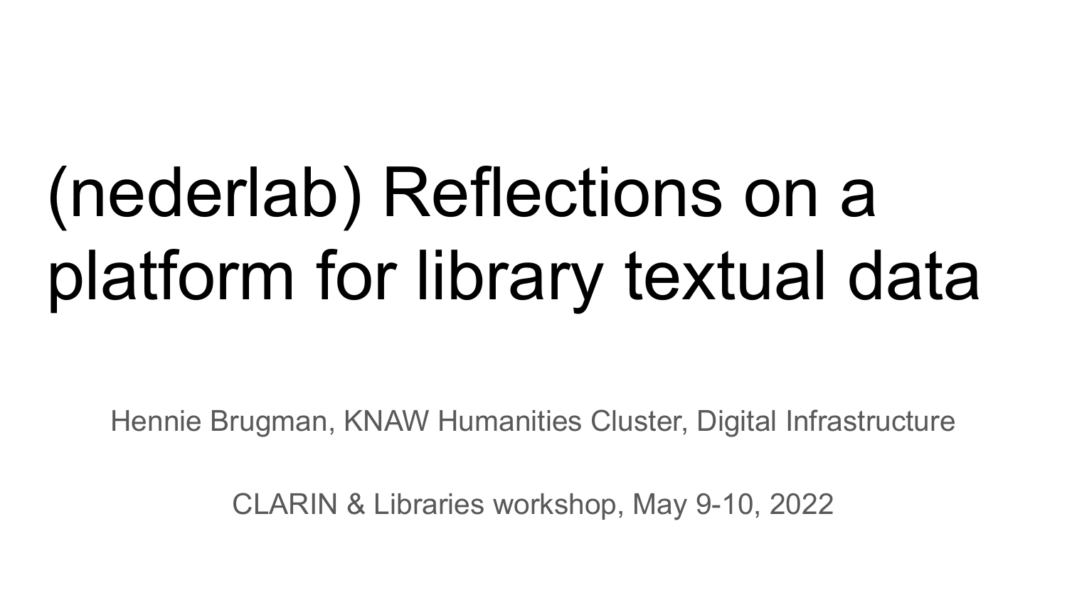# (nederlab) Reflections on a platform for library textual data

Hennie Brugman, KNAW Humanities Cluster, Digital Infrastructure

CLARIN & Libraries workshop, May 9-10, 2022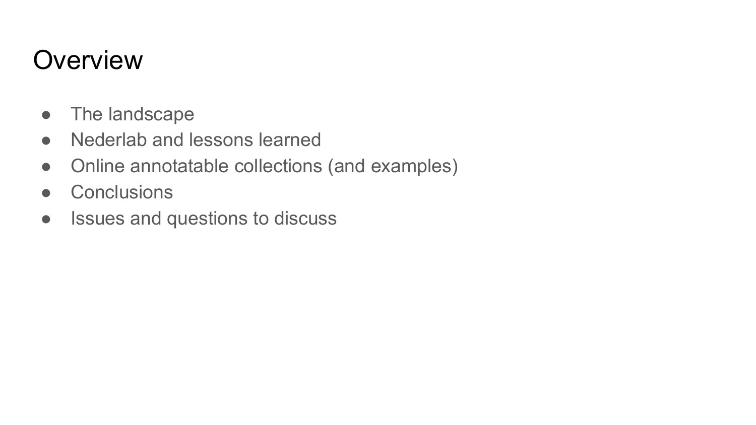# Overview

- The landscape
- Nederlab and lessons learned
- Online annotatable collections (and examples)
- Conclusions
- Issues and questions to discuss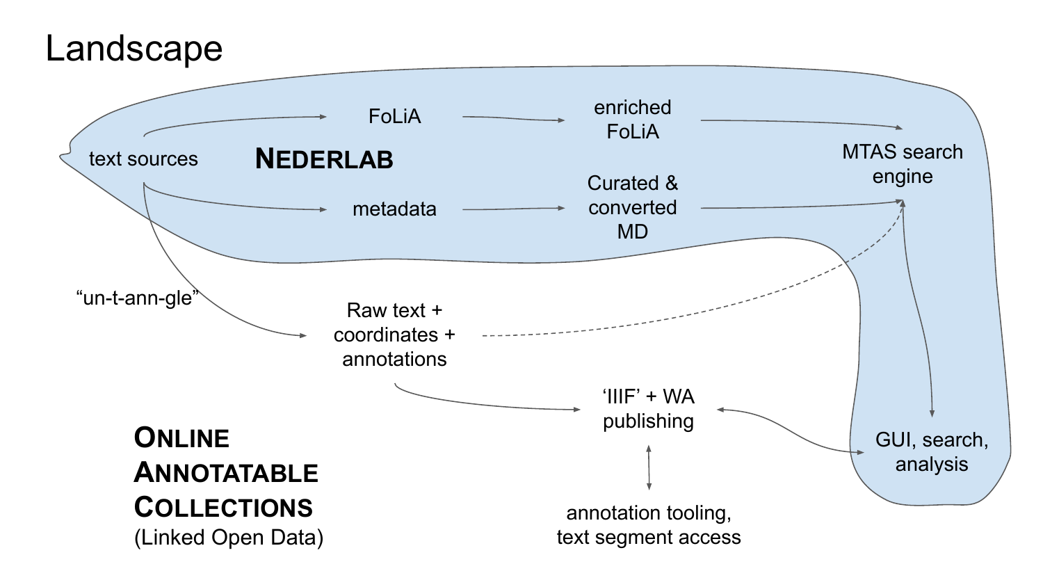# Landscape

text sources

**NEDERLAB**

FoLiA

enriched FoLiA

MTAS search engine

metadata

Curated & converted MD

"un-t-ann-gle"

Raw text + coordinates + annotations

'IIIF' + WA publishing

GUI, search, analysis

annotation tooling, text segment access

**ONLINE ANNOTATABLE COLLECTIONS**
(Linked Open Data)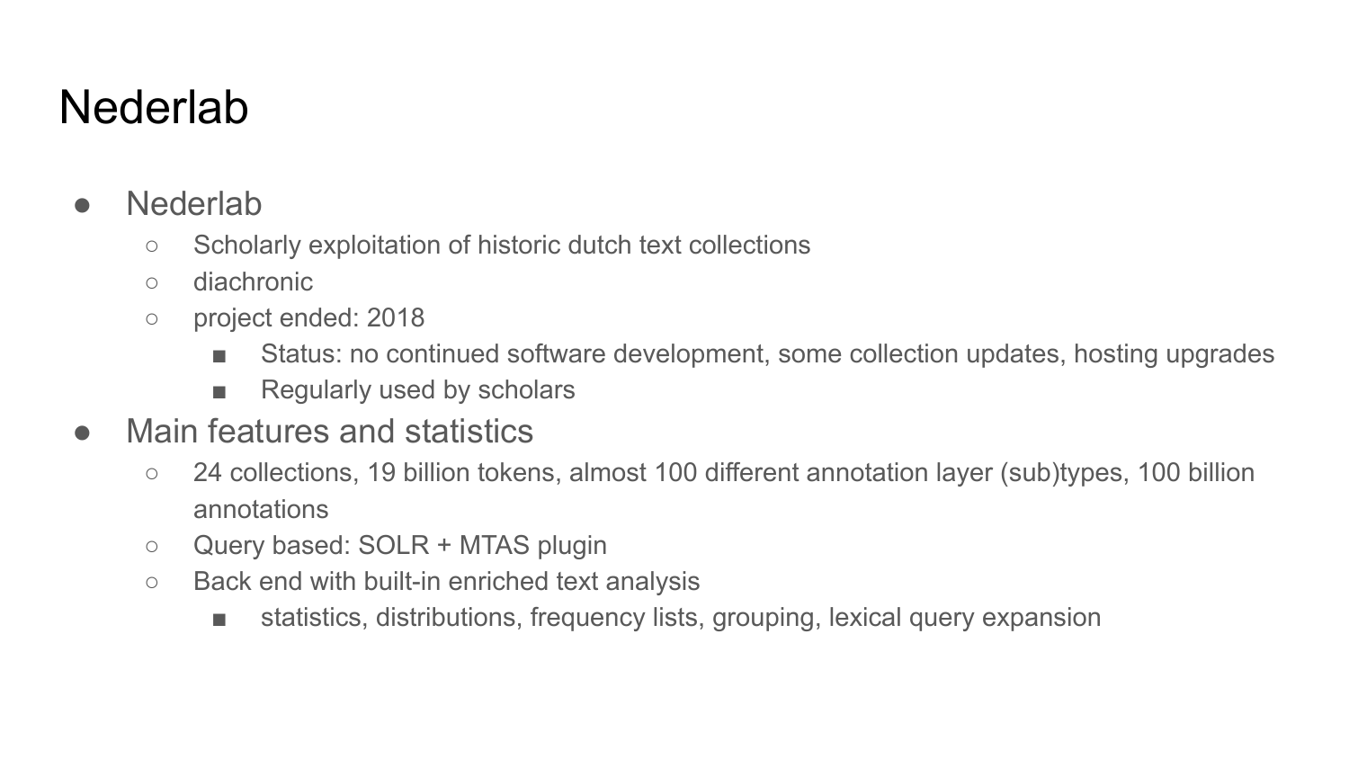# Nederlab

- Nederlab
  - Scholarly exploitation of historic dutch text collections
  - diachronic
  - project ended: 2018
    - Status: no continued software development, some collection updates, hosting upgrades
    - Regularly used by scholars
- Main features and statistics
  - 24 collections, 19 billion tokens, almost 100 different annotation layer (sub)types, 100 billion annotations
  - Query based: SOLR + MTAS plugin
  - Back end with built-in enriched text analysis
    - statistics, distributions, frequency lists, grouping, lexical query expansion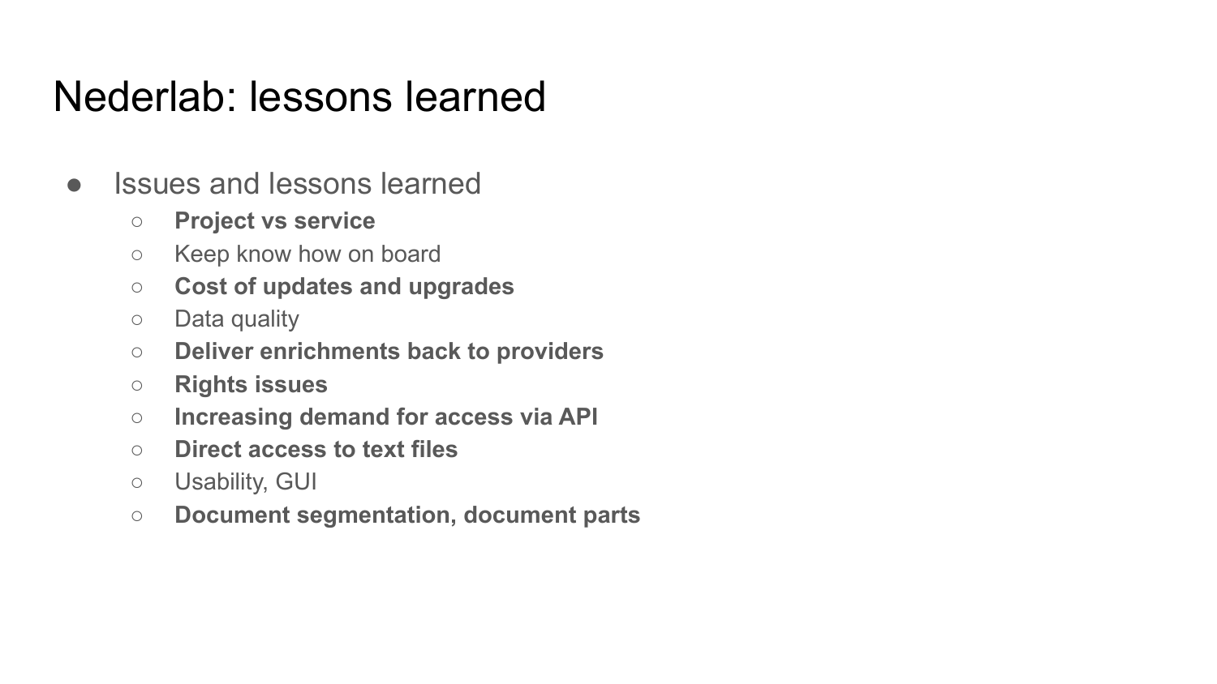# Nederlab: lessons learned

- Issues and lessons learned
  - **Project vs service**
  - Keep know how on board
  - **Cost of updates and upgrades**
  - Data quality
  - **Deliver enrichments back to providers**
  - **Rights issues**
  - **Increasing demand for access via API**
  - **Direct access to text files**
  - Usability, GUI
  - **Document segmentation, document parts**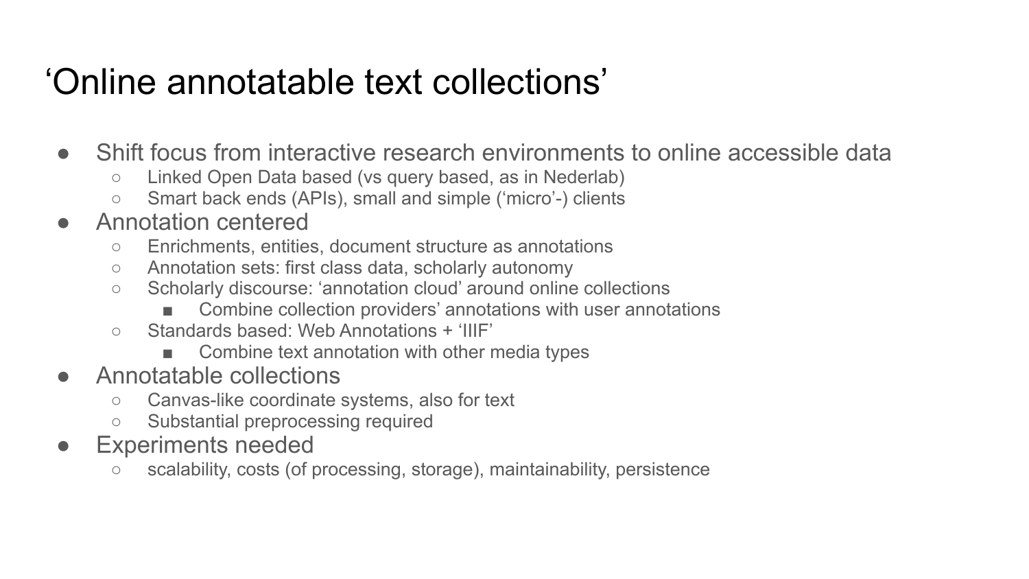# ‘Online annotatable text collections’

- Shift focus from interactive research environments to online accessible data
  - Linked Open Data based (vs query based, as in Nederlab)
  - Smart back ends (APIs), small and simple (‘micro’-) clients
- Annotation centered
  - Enrichments, entities, document structure as annotations
  - Annotation sets: first class data, scholarly autonomy
  - Scholarly discourse: ‘annotation cloud’ around online collections
    - Combine collection providers’ annotations with user annotations
  - Standards based: Web Annotations + ‘IIIF’
    - Combine text annotation with other media types
- Annotatable collections
  - Canvas-like coordinate systems, also for text
  - Substantial preprocessing required
- Experiments needed
  - scalability, costs (of processing, storage), maintainability, persistence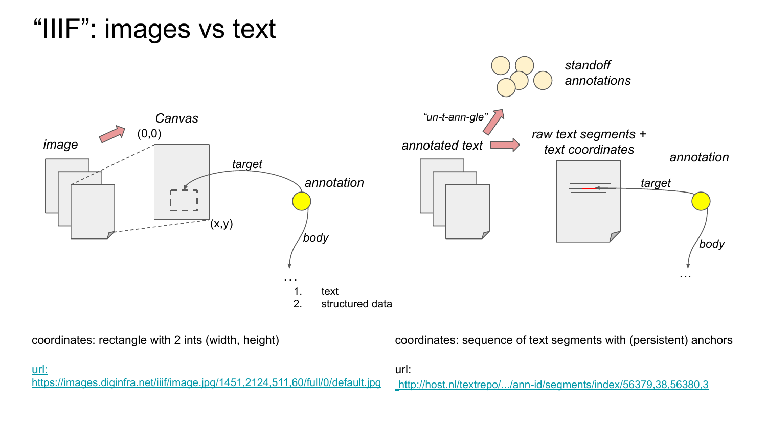# “IIIF”: images vs text

image

Canvas

(0,0)

(x,y)

target

annotation

body

…

1. text
2. structured data

standoff annotations

“un-t-ann-gle”

annotated text

raw text segments + text coordinates

annotation

target

body

…

coordinates: rectangle with 2 ints (width, height)

url: https://images.diginfra.net/iiif/image.jpg/1451,2124,511,60/full/0/default.jpg

coordinates: sequence of text segments with (persistent) anchors

url: http://host.nl/textrepo/.../ann-id/segments/index/56379,38,56380,3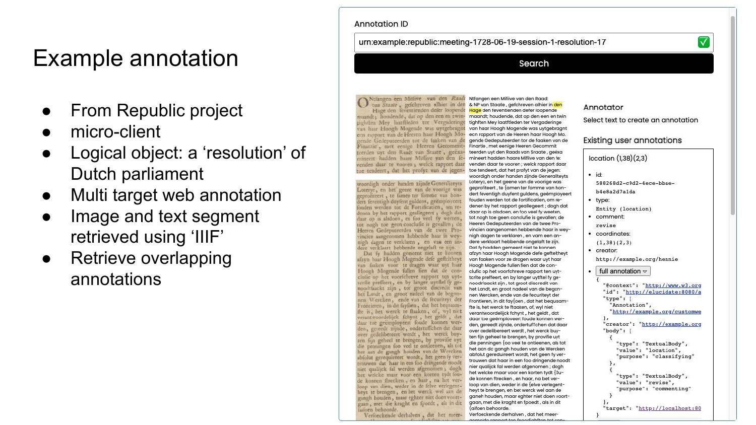# Example annotation

- From Republic project
- micro-client
- Logical object: a 'resolution' of Dutch parliament
- Multi target web annotation
- Image and text segment retrieved using 'IIIF'
- Retrieve overlapping annotations

Annotation ID

urn:example:republic:meeting-1728-06-19-session-1-resolution-17

Search

Ntfangen een Miflive van den Raad: & NP van Staate, gefchreven alhier in den Hage den feventienden defer loopende maandt; houdende, dat op den een en twin tighften Mey laatftleden ter Vergaderinge van haar Hoogh Mogende was uytgebragt een rapport van de Heeren haar Hoogh Mo. gende Gedeputeerden tor de faaken van de Finantie, met eenige Heeren Gecommit teerden uyt den Raads van Sraate, geëxa mineert hadden haare Miflive van den le: venden daar te vooren; welck rapport daar toe tendeert, dat het profyt van de jegen: woordigh onder handen zijnde Generaliteyts Loteryc, en het geene van de voorige was geprofiteert, te {amen ter fomme van hon- dert feventigh duyfent guldens, geëmployeert fouden werden tot de Fortificatien, om re- denen by het rapport geallegeert; dogh dat daar op is alsdoen, en foo veel fy weeten, tot nogh toe geen conclufie is gevallen; de Heeren Gedeputeerden van de twee Pro- vincien aangenomen hebbende haar in wey- nigh dagen te verklaren, en vam een an- dere verklaart hebbende ongelaft te zijn. Dat fy hadden gemeent niet te konnen afzyn haar Hoogh Mogende defe gefteltheyt van faaken voor te dragen waar uyt haar Hoogh Mogende fullen fien dat de con- clufic op het voorfchreve rapport ten uyt- tcrite preffeert, en by langer uytftel fy ge- noodfaackt zijn, tot groot discredit van het Landt, en groot nadeel van de begon- nen Wercken, ende van de fecuriteyt der Frontieren, in dit fay{oen, dat het bequaam- fte is, het werck te ftaaken, of, wyl niet verantwoordelijck fchynt, het geldt, dat daar toe geëmployeert foude konnen wer- den, gereedt zijnde, ondertuffchen dat daar over gedelibereert werdt, het werck buy- ten fijn geheel te brengen, by provifie uyt die penningen {oo veel te ontleenen, als tot het aan dc gangh houden van de Wercken abfolut gerequireert wordt, het geen fy ver- trouwen dat haar in een foo dringende noodt nier qualijck fal werden afgenomen; dogh het welcke maar voor een korten tydt {ou- de konnen ftrecken, en haar, na het ver- loop van dien, weder in de {elve verlegent- heyt te brengen, en bet werck wel aan de ganeh houden, maar eghter niet doen voort- gaan, met die kraght en fpoedt, als in dit (aifoen behoorde. Verfoeckende derhalven, dat het meer- gemelde rapport ten {poedighften tot con-

Annotator

Select text to create an annotation

Existing user annotations

location (1,38)(2,3)

- id: 588268d2-c9d2-4ece-bbae-b4e8a2d7a1da
- type: Entity (location)
- comment: revise
- coordinates: (1,38)(2,3)
- creator: http://example.org/hennie
- full annotation

```
{
  "@context": "http://www.w3.org
  "id": "http://elucidate:8080/a
  "type": [
    "Annotation",
    "http://example.org/customwe
  ],
  "creator": "http://example.org
  "body": [
    {
      "type": "TextualBody",
      "value": "location",
      "purpose": "classifying"
    },
    {
      "type": "TextualBody",
      "value": "revise",
      "purpose": "commenting"
    }
  ],
  "target": "http://localhost:80
}
```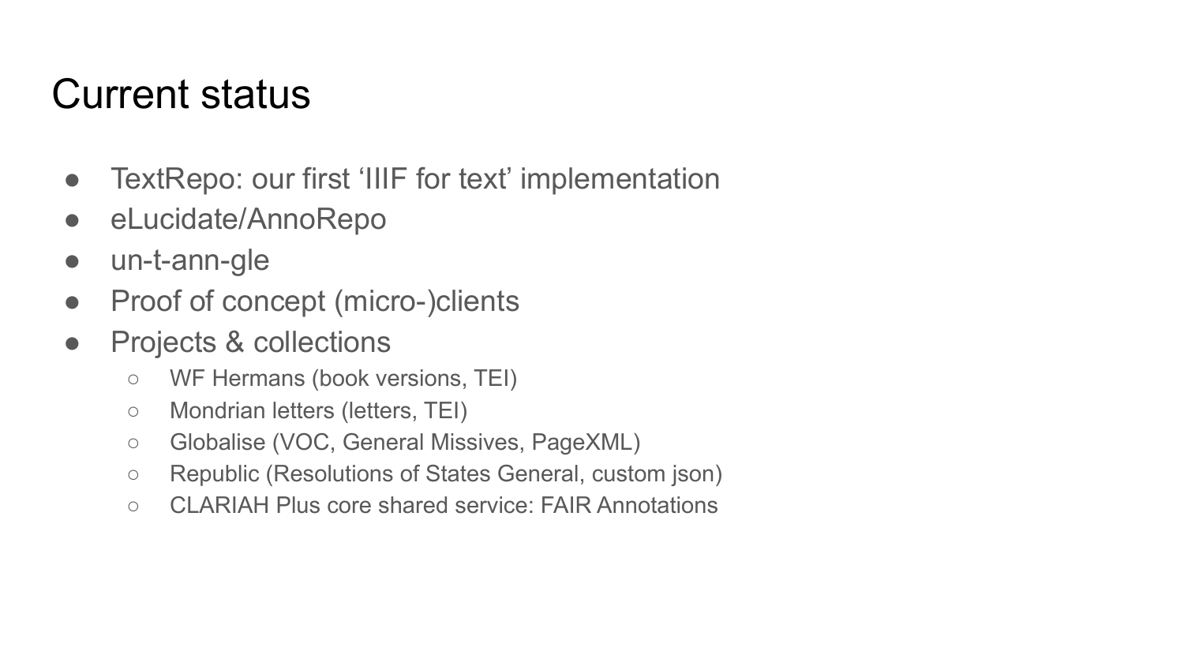# Current status

- TextRepo: our first ‘IIIF for text’ implementation
- eLucidate/AnnoRepo
- un-t-ann-gle
- Proof of concept (micro-)clients
- Projects & collections
    - WF Hermans (book versions, TEI)
    - Mondrian letters (letters, TEI)
    - Globalise (VOC, General Missives, PageXML)
    - Republic (Resolutions of States General, custom json)
    - CLARIAH Plus core shared service: FAIR Annotations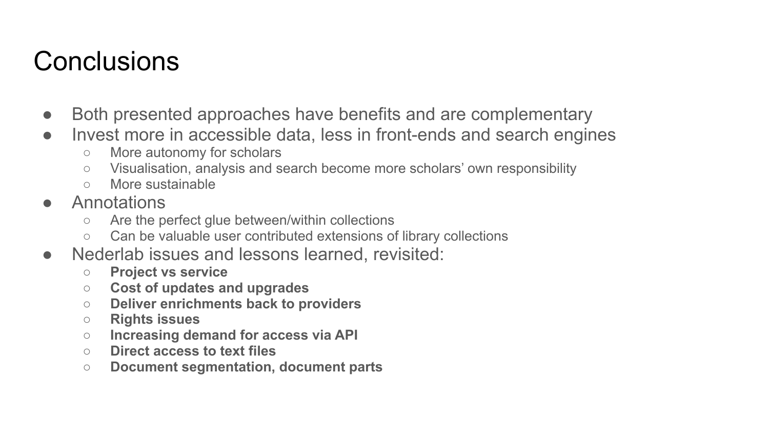# Conclusions

- Both presented approaches have benefits and are complementary
- Invest more in accessible data, less in front-ends and search engines
  - More autonomy for scholars
  - Visualisation, analysis and search become more scholars' own responsibility
  - More sustainable
- Annotations
  - Are the perfect glue between/within collections
  - Can be valuable user contributed extensions of library collections
- Nederlab issues and lessons learned, revisited:
  - **Project vs service**
  - **Cost of updates and upgrades**
  - **Deliver enrichments back to providers**
  - **Rights issues**
  - **Increasing demand for access via API**
  - **Direct access to text files**
  - **Document segmentation, document parts**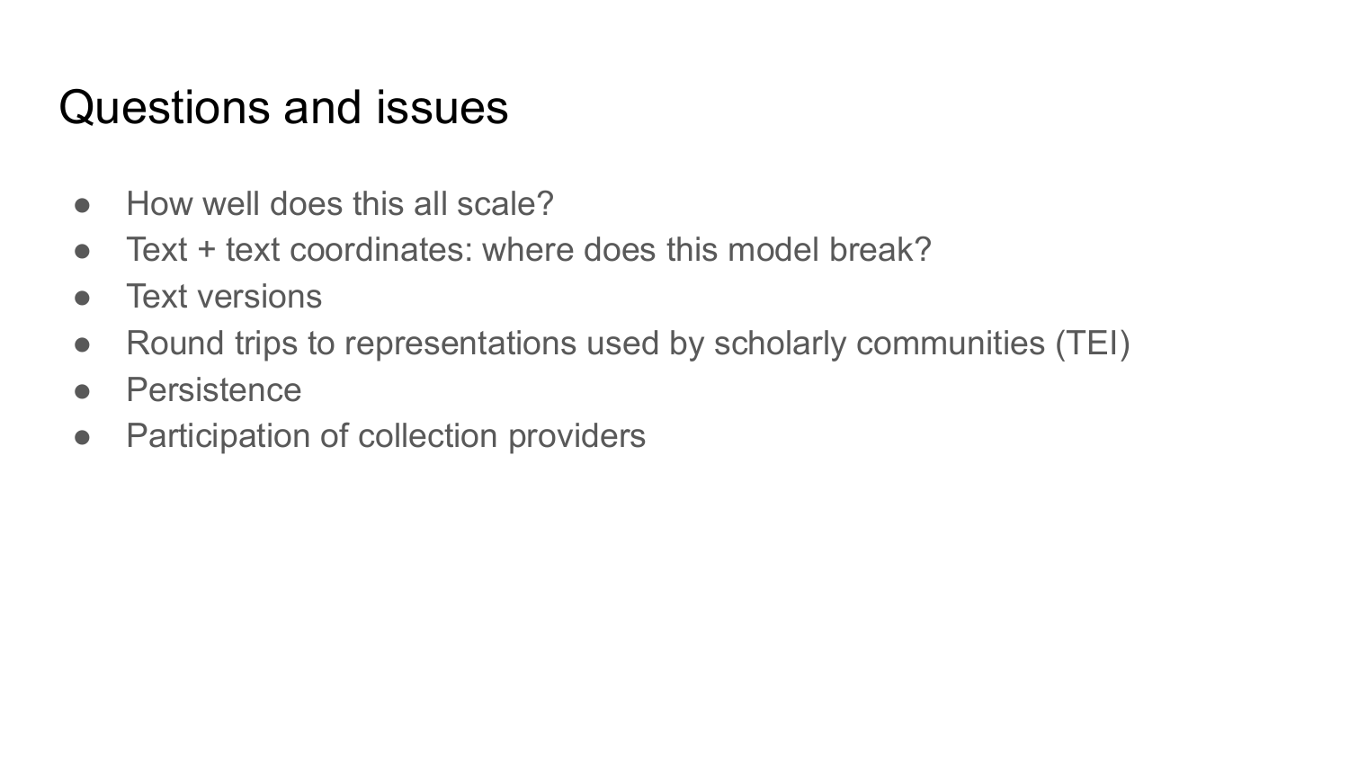# Questions and issues

- How well does this all scale?
- Text + text coordinates: where does this model break?
- Text versions
- Round trips to representations used by scholarly communities (TEI)
- Persistence
- Participation of collection providers